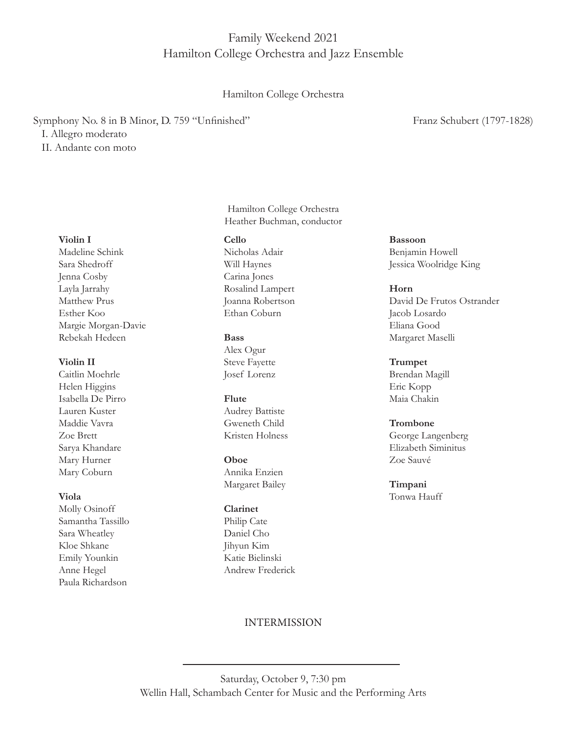# Family Weekend 2021
# Hamilton College Orchestra and Jazz Ensemble

## Hamilton College Orchestra

Symphony No. 8 in B Minor, D. 759 "Unfinished" — Franz Schubert (1797-1828)

I. Allegro moderato
II. Andante con moto

Hamilton College Orchestra
Heather Buchman, conductor

**Violin I**
Madeline Schink
Sara Shedroff
Jenna Cosby
Layla Jarrahy
Matthew Prus
Esther Koo
Margie Morgan-Davie
Rebekah Hedeen

**Violin II**
Caitlin Moehrle
Helen Higgins
Isabella De Pirro
Lauren Kuster
Maddie Vavra
Zoe Brett
Sarya Khandare
Mary Hurner
Mary Coburn

**Viola**
Molly Osinoff
Samantha Tassillo
Sara Wheatley
Kloe Shkane
Emily Younkin
Anne Hegel
Paula Richardson

**Cello**
Nicholas Adair
Will Haynes
Carina Jones
Rosalind Lampert
Joanna Robertson
Ethan Coburn

**Bass**
Alex Ogur
Steve Fayette
Josef Lorenz

**Flute**
Audrey Battiste
Gweneth Child
Kristen Holness

**Oboe**
Annika Enzien
Margaret Bailey

**Clarinet**
Philip Cate
Daniel Cho
Jihyun Kim
Katie Bielinski
Andrew Frederick

**Bassoon**
Benjamin Howell
Jessica Woolridge King

**Horn**
David De Frutos Ostrander
Jacob Losardo
Eliana Good
Margaret Maselli

**Trumpet**
Brendan Magill
Eric Kopp
Maia Chakin

**Trombone**
George Langenberg
Elizabeth Siminitus
Zoe Sauvé

**Timpani**
Tonwa Hauff

INTERMISSION

---

Saturday, October 9, 7:30 pm
Wellin Hall, Schambach Center for Music and the Performing Arts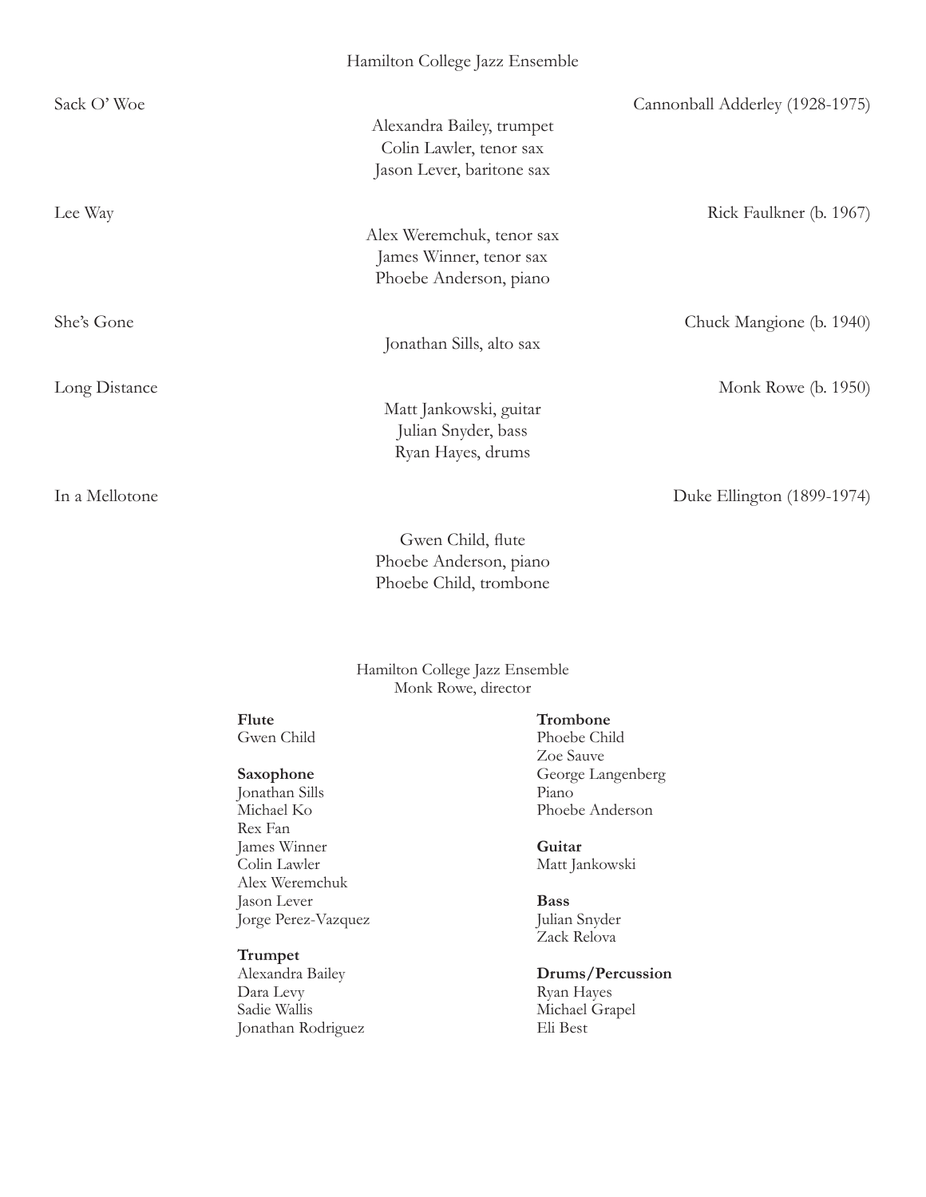## Hamilton College Jazz Ensemble

Sack O' Woe — Cannonball Adderley (1928-1975)

Alexandra Bailey, trumpet
Colin Lawler, tenor sax
Jason Lever, baritone sax

Lee Way — Rick Faulkner (b. 1967)

Alex Weremchuk, tenor sax
James Winner, tenor sax
Phoebe Anderson, piano

She's Gone — Chuck Mangione (b. 1940)

Jonathan Sills, alto sax

Long Distance — Monk Rowe (b. 1950)

Matt Jankowski, guitar
Julian Snyder, bass
Ryan Hayes, drums

In a Mellotone — Duke Ellington (1899-1974)

Gwen Child, flute
Phoebe Anderson, piano
Phoebe Child, trombone

Hamilton College Jazz Ensemble
Monk Rowe, director

**Flute**
Gwen Child

**Saxophone**
Jonathan Sills
Michael Ko
Rex Fan
James Winner
Colin Lawler
Alex Weremchuk
Jason Lever
Jorge Perez-Vazquez

**Trumpet**
Alexandra Bailey
Dara Levy
Sadie Wallis
Jonathan Rodriguez

**Trombone**
Phoebe Child
Zoe Sauve
George Langenberg
Piano
Phoebe Anderson

**Guitar**
Matt Jankowski

**Bass**
Julian Snyder
Zack Relova

**Drums/Percussion**
Ryan Hayes
Michael Grapel
Eli Best